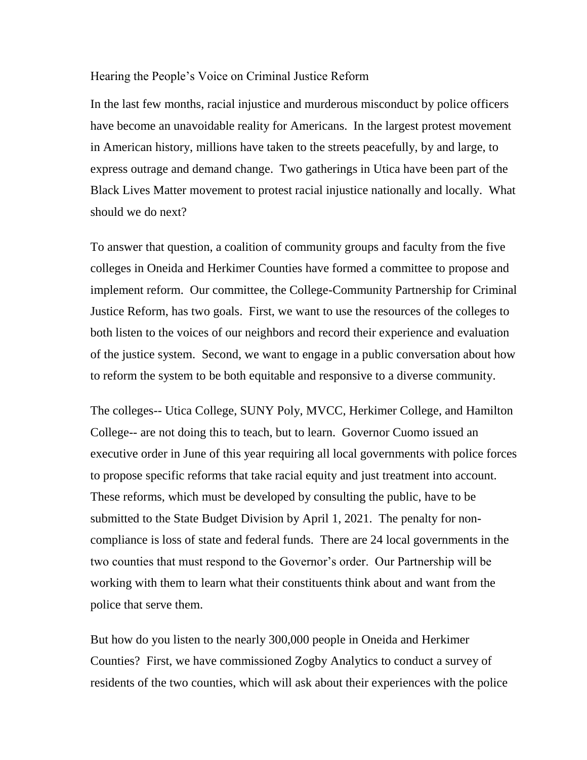# Hearing the People's Voice on Criminal Justice Reform

In the last few months, racial injustice and murderous misconduct by police officers have become an unavoidable reality for Americans. In the largest protest movement in American history, millions have taken to the streets peacefully, by and large, to express outrage and demand change. Two gatherings in Utica have been part of the Black Lives Matter movement to protest racial injustice nationally and locally. What should we do next?

To answer that question, a coalition of community groups and faculty from the five colleges in Oneida and Herkimer Counties have formed a committee to propose and implement reform. Our committee, the College-Community Partnership for Criminal Justice Reform, has two goals. First, we want to use the resources of the colleges to both listen to the voices of our neighbors and record their experience and evaluation of the justice system. Second, we want to engage in a public conversation about how to reform the system to be both equitable and responsive to a diverse community.

The colleges-- Utica College, SUNY Poly, MVCC, Herkimer College, and Hamilton College-- are not doing this to teach, but to learn. Governor Cuomo issued an executive order in June of this year requiring all local governments with police forces to propose specific reforms that take racial equity and just treatment into account. These reforms, which must be developed by consulting the public, have to be submitted to the State Budget Division by April 1, 2021. The penalty for non-compliance is loss of state and federal funds. There are 24 local governments in the two counties that must respond to the Governor's order. Our Partnership will be working with them to learn what their constituents think about and want from the police that serve them.

But how do you listen to the nearly 300,000 people in Oneida and Herkimer Counties? First, we have commissioned Zogby Analytics to conduct a survey of residents of the two counties, which will ask about their experiences with the police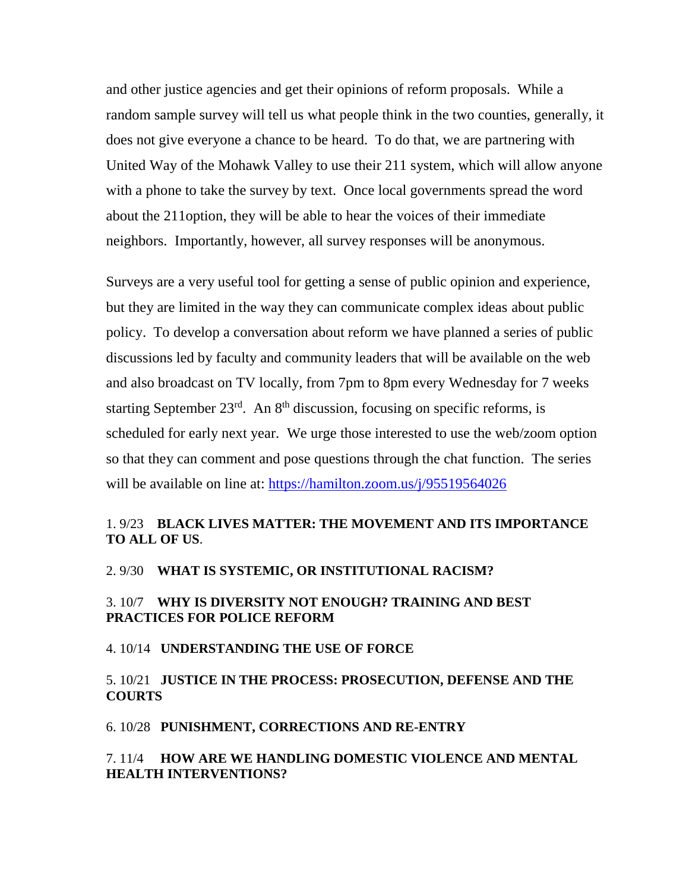and other justice agencies and get their opinions of reform proposals. While a random sample survey will tell us what people think in the two counties, generally, it does not give everyone a chance to be heard. To do that, we are partnering with United Way of the Mohawk Valley to use their 211 system, which will allow anyone with a phone to take the survey by text. Once local governments spread the word about the 211option, they will be able to hear the voices of their immediate neighbors. Importantly, however, all survey responses will be anonymous.

Surveys are a very useful tool for getting a sense of public opinion and experience, but they are limited in the way they can communicate complex ideas about public policy. To develop a conversation about reform we have planned a series of public discussions led by faculty and community leaders that will be available on the web and also broadcast on TV locally, from 7pm to 8pm every Wednesday for 7 weeks starting September 23rd. An 8th discussion, focusing on specific reforms, is scheduled for early next year. We urge those interested to use the web/zoom option so that they can comment and pose questions through the chat function. The series will be available on line at: https://hamilton.zoom.us/j/95519564026

1. 9/23 **BLACK LIVES MATTER: THE MOVEMENT AND ITS IMPORTANCE TO ALL OF US**.

2. 9/30 **WHAT IS SYSTEMIC, OR INSTITUTIONAL RACISM?**

3. 10/7 **WHY IS DIVERSITY NOT ENOUGH? TRAINING AND BEST PRACTICES FOR POLICE REFORM**

4. 10/14 **UNDERSTANDING THE USE OF FORCE**

5. 10/21 **JUSTICE IN THE PROCESS: PROSECUTION, DEFENSE AND THE COURTS**

6. 10/28 **PUNISHMENT, CORRECTIONS AND RE-ENTRY**

7. 11/4 **HOW ARE WE HANDLING DOMESTIC VIOLENCE AND MENTAL HEALTH INTERVENTIONS?**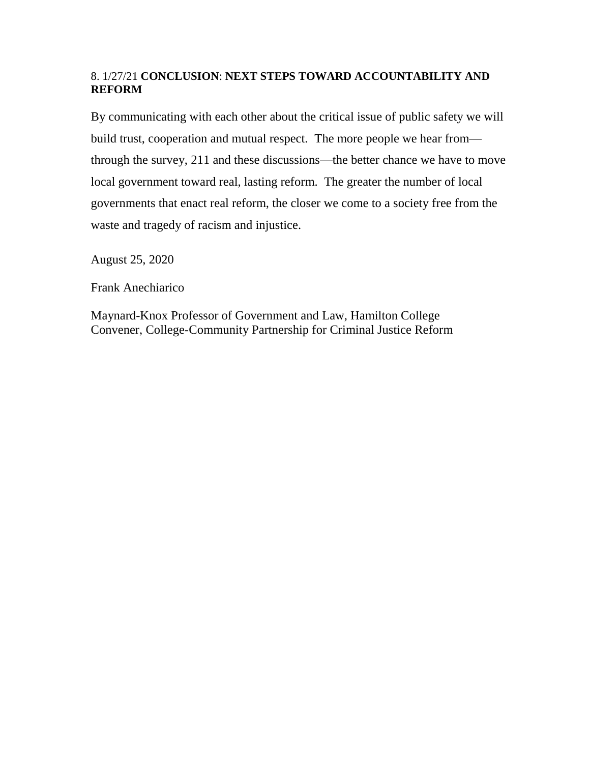### 8. 1/27/21 **CONCLUSION**: **NEXT STEPS TOWARD ACCOUNTABILITY AND REFORM**

By communicating with each other about the critical issue of public safety we will build trust, cooperation and mutual respect. The more people we hear from—through the survey, 211 and these discussions—the better chance we have to move local government toward real, lasting reform. The greater the number of local governments that enact real reform, the closer we come to a society free from the waste and tragedy of racism and injustice.

August 25, 2020

Frank Anechiarico

Maynard-Knox Professor of Government and Law, Hamilton College
Convener, College-Community Partnership for Criminal Justice Reform